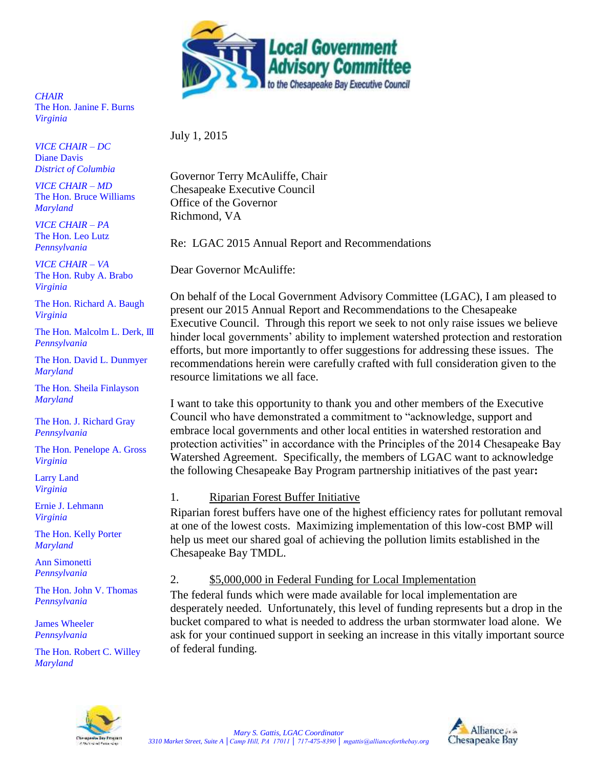**Local Government Advisory Committee**
to the Chesapeake Bay Executive Council

*CHAIR*
The Hon. Janine F. Burns
*Virginia*

*VICE CHAIR – DC*
Diane Davis
*District of Columbia*

*VICE CHAIR – MD*
The Hon. Bruce Williams
*Maryland*

*VICE CHAIR – PA*
The Hon. Leo Lutz
*Pennsylvania*

*VICE CHAIR – VA*
The Hon. Ruby A. Brabo
*Virginia*

The Hon. Richard A. Baugh
*Virginia*

The Hon. Malcolm L. Derk, III
*Pennsylvania*

The Hon. David L. Dunmyer
*Maryland*

The Hon. Sheila Finlayson
*Maryland*

The Hon. J. Richard Gray
*Pennsylvania*

The Hon. Penelope A. Gross
*Virginia*

Larry Land
*Virginia*

Ernie J. Lehmann
*Virginia*

The Hon. Kelly Porter
*Maryland*

Ann Simonetti
*Pennsylvania*

The Hon. John V. Thomas
*Pennsylvania*

James Wheeler
*Pennsylvania*

The Hon. Robert C. Willey
*Maryland*

July 1, 2015

Governor Terry McAuliffe, Chair
Chesapeake Executive Council
Office of the Governor
Richmond, VA

Re: LGAC 2015 Annual Report and Recommendations

Dear Governor McAuliffe:

On behalf of the Local Government Advisory Committee (LGAC), I am pleased to present our 2015 Annual Report and Recommendations to the Chesapeake Executive Council. Through this report we seek to not only raise issues we believe hinder local governments' ability to implement watershed protection and restoration efforts, but more importantly to offer suggestions for addressing these issues. The recommendations herein were carefully crafted with full consideration given to the resource limitations we all face.

I want to take this opportunity to thank you and other members of the Executive Council who have demonstrated a commitment to "acknowledge, support and embrace local governments and other local entities in watershed restoration and protection activities" in accordance with the Principles of the 2014 Chesapeake Bay Watershed Agreement. Specifically, the members of LGAC want to acknowledge the following Chesapeake Bay Program partnership initiatives of the past year**:**

1. Riparian Forest Buffer Initiative

Riparian forest buffers have one of the highest efficiency rates for pollutant removal at one of the lowest costs. Maximizing implementation of this low-cost BMP will help us meet our shared goal of achieving the pollution limits established in the Chesapeake Bay TMDL.

2. $5,000,000 in Federal Funding for Local Implementation

The federal funds which were made available for local implementation are desperately needed. Unfortunately, this level of funding represents but a drop in the bucket compared to what is needed to address the urban stormwater load alone. We ask for your continued support in seeking an increase in this vitally important source of federal funding.

*Mary S. Gattis, LGAC Coordinator*
*3310 Market Street, Suite A | Camp Hill, PA 17011 | 717-475-8390 | mgattis@allianceforthebay.org*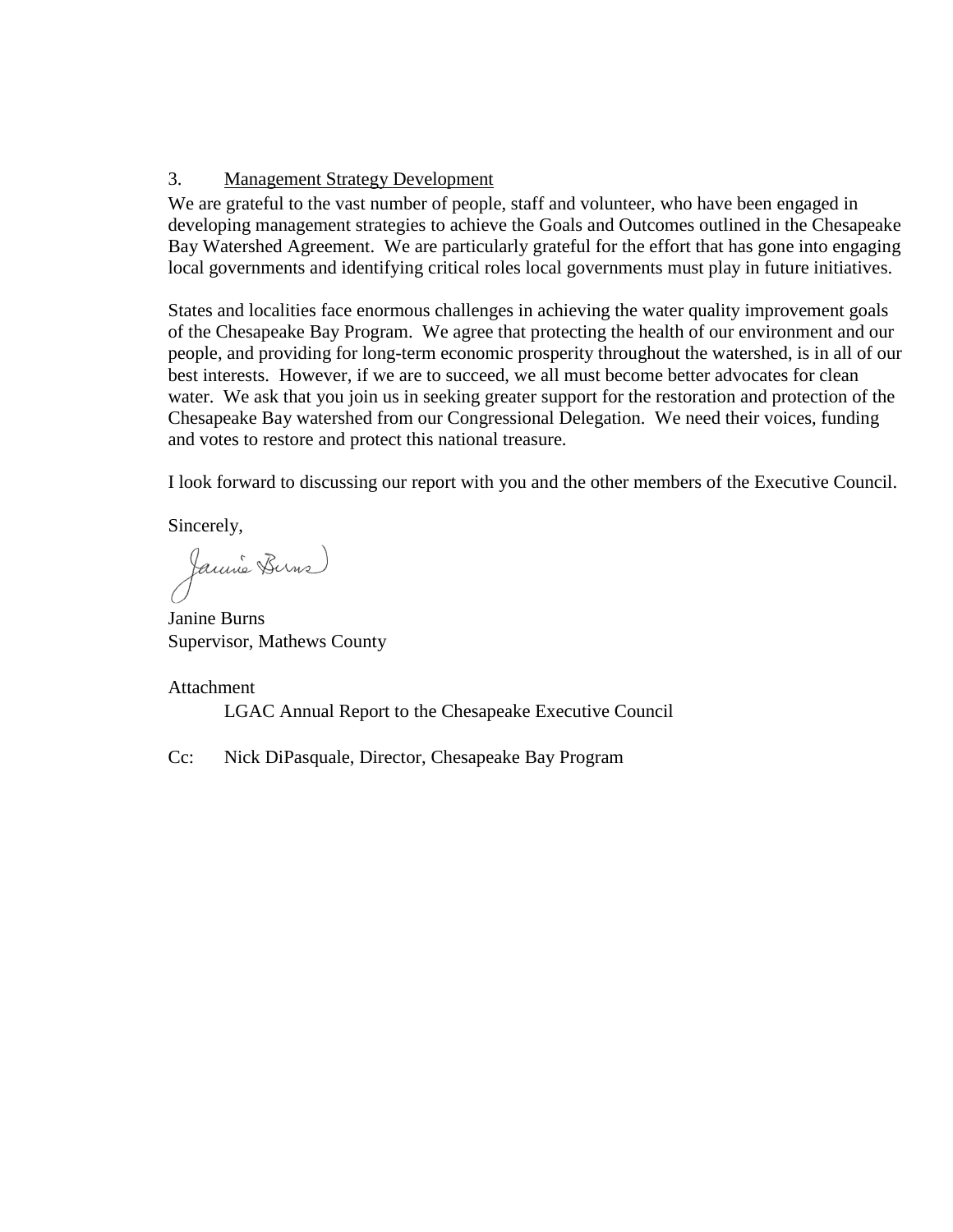3. <u>Management Strategy Development</u>

We are grateful to the vast number of people, staff and volunteer, who have been engaged in developing management strategies to achieve the Goals and Outcomes outlined in the Chesapeake Bay Watershed Agreement. We are particularly grateful for the effort that has gone into engaging local governments and identifying critical roles local governments must play in future initiatives.

States and localities face enormous challenges in achieving the water quality improvement goals of the Chesapeake Bay Program. We agree that protecting the health of our environment and our people, and providing for long-term economic prosperity throughout the watershed, is in all of our best interests. However, if we are to succeed, we all must become better advocates for clean water. We ask that you join us in seeking greater support for the restoration and protection of the Chesapeake Bay watershed from our Congressional Delegation. We need their voices, funding and votes to restore and protect this national treasure.

I look forward to discussing our report with you and the other members of the Executive Council.

Sincerely,

Janine Burns
Supervisor, Mathews County

Attachment
LGAC Annual Report to the Chesapeake Executive Council

Cc: Nick DiPasquale, Director, Chesapeake Bay Program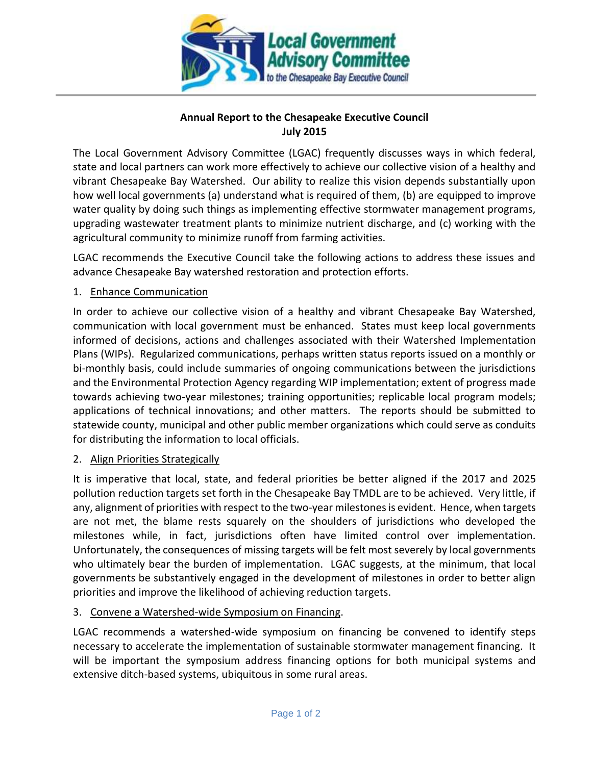**Annual Report to the Chesapeake Executive Council**
**July 2015**

The Local Government Advisory Committee (LGAC) frequently discusses ways in which federal, state and local partners can work more effectively to achieve our collective vision of a healthy and vibrant Chesapeake Bay Watershed. Our ability to realize this vision depends substantially upon how well local governments (a) understand what is required of them, (b) are equipped to improve water quality by doing such things as implementing effective stormwater management programs, upgrading wastewater treatment plants to minimize nutrient discharge, and (c) working with the agricultural community to minimize runoff from farming activities.

LGAC recommends the Executive Council take the following actions to address these issues and advance Chesapeake Bay watershed restoration and protection efforts.

1. <u>Enhance Communication</u>

In order to achieve our collective vision of a healthy and vibrant Chesapeake Bay Watershed, communication with local government must be enhanced. States must keep local governments informed of decisions, actions and challenges associated with their Watershed Implementation Plans (WIPs). Regularized communications, perhaps written status reports issued on a monthly or bi-monthly basis, could include summaries of ongoing communications between the jurisdictions and the Environmental Protection Agency regarding WIP implementation; extent of progress made towards achieving two-year milestones; training opportunities; replicable local program models; applications of technical innovations; and other matters. The reports should be submitted to statewide county, municipal and other public member organizations which could serve as conduits for distributing the information to local officials.

2. <u>Align Priorities Strategically</u>

It is imperative that local, state, and federal priorities be better aligned if the 2017 and 2025 pollution reduction targets set forth in the Chesapeake Bay TMDL are to be achieved. Very little, if any, alignment of priorities with respect to the two-year milestones is evident. Hence, when targets are not met, the blame rests squarely on the shoulders of jurisdictions who developed the milestones while, in fact, jurisdictions often have limited control over implementation. Unfortunately, the consequences of missing targets will be felt most severely by local governments who ultimately bear the burden of implementation. LGAC suggests, at the minimum, that local governments be substantively engaged in the development of milestones in order to better align priorities and improve the likelihood of achieving reduction targets.

3. <u>Convene a Watershed-wide Symposium on Financing</u>.

LGAC recommends a watershed-wide symposium on financing be convened to identify steps necessary to accelerate the implementation of sustainable stormwater management financing. It will be important the symposium address financing options for both municipal systems and extensive ditch-based systems, ubiquitous in some rural areas.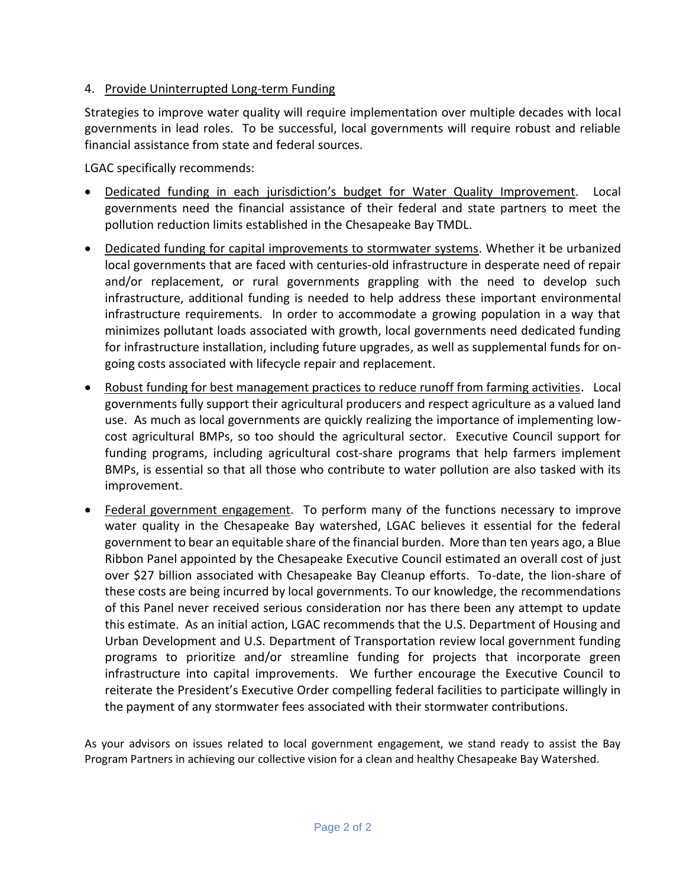4. Provide Uninterrupted Long-term Funding

Strategies to improve water quality will require implementation over multiple decades with local governments in lead roles. To be successful, local governments will require robust and reliable financial assistance from state and federal sources.

LGAC specifically recommends:

- Dedicated funding in each jurisdiction's budget for Water Quality Improvement. Local governments need the financial assistance of their federal and state partners to meet the pollution reduction limits established in the Chesapeake Bay TMDL.
- Dedicated funding for capital improvements to stormwater systems. Whether it be urbanized local governments that are faced with centuries-old infrastructure in desperate need of repair and/or replacement, or rural governments grappling with the need to develop such infrastructure, additional funding is needed to help address these important environmental infrastructure requirements. In order to accommodate a growing population in a way that minimizes pollutant loads associated with growth, local governments need dedicated funding for infrastructure installation, including future upgrades, as well as supplemental funds for on-going costs associated with lifecycle repair and replacement.
- Robust funding for best management practices to reduce runoff from farming activities. Local governments fully support their agricultural producers and respect agriculture as a valued land use. As much as local governments are quickly realizing the importance of implementing low-cost agricultural BMPs, so too should the agricultural sector. Executive Council support for funding programs, including agricultural cost-share programs that help farmers implement BMPs, is essential so that all those who contribute to water pollution are also tasked with its improvement.
- Federal government engagement. To perform many of the functions necessary to improve water quality in the Chesapeake Bay watershed, LGAC believes it essential for the federal government to bear an equitable share of the financial burden. More than ten years ago, a Blue Ribbon Panel appointed by the Chesapeake Executive Council estimated an overall cost of just over $27 billion associated with Chesapeake Bay Cleanup efforts. To-date, the lion-share of these costs are being incurred by local governments. To our knowledge, the recommendations of this Panel never received serious consideration nor has there been any attempt to update this estimate. As an initial action, LGAC recommends that the U.S. Department of Housing and Urban Development and U.S. Department of Transportation review local government funding programs to prioritize and/or streamline funding for projects that incorporate green infrastructure into capital improvements. We further encourage the Executive Council to reiterate the President's Executive Order compelling federal facilities to participate willingly in the payment of any stormwater fees associated with their stormwater contributions.

As your advisors on issues related to local government engagement, we stand ready to assist the Bay Program Partners in achieving our collective vision for a clean and healthy Chesapeake Bay Watershed.